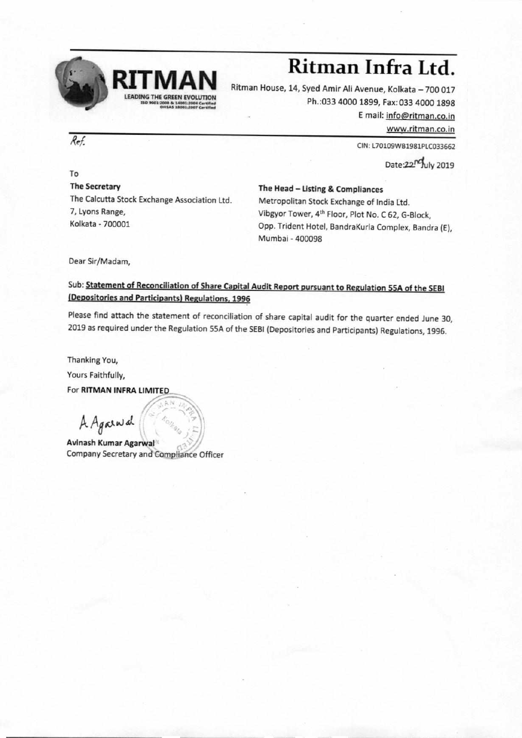# Ritman Infra Ltd.

RITMAN
LEADING THE GREEN EVOLUTION
ISO 9001:2008 & 14001:2004 Certified
OHSAS 18001:2007 Certified

Ritman House, 14, Syed Amir Ali Avenue, Kolkata – 700 017
Ph.:033 4000 1899, Fax: 033 4000 1898
E mail: info@ritman.co.in
www.ritman.co.in

Ref.

CIN: L70109WB1981PLC033662

Date: 22nd July 2019

To

**The Secretary**
The Calcutta Stock Exchange Association Ltd.
7, Lyons Range,
Kolkata - 700001

**The Head – Listing & Compliances**
Metropolitan Stock Exchange of India Ltd.
Vibgyor Tower, 4th Floor, Plot No. C 62, G-Block,
Opp. Trident Hotel, BandraKurla Complex, Bandra (E),
Mumbai - 400098

Dear Sir/Madam,

Sub: **Statement of Reconciliation of Share Capital Audit Report pursuant to Regulation 55A of the SEBI (Depositories and Participants) Regulations, 1996**

Please find attach the statement of reconciliation of share capital audit for the quarter ended June 30, 2019 as required under the Regulation 55A of the SEBI (Depositories and Participants) Regulations, 1996.

Thanking You,
Yours Faithfully,
For **RITMAN INFRA LIMITED**

A Agarwal

**Avinash Kumar Agarwal**
Company Secretary and Compliance Officer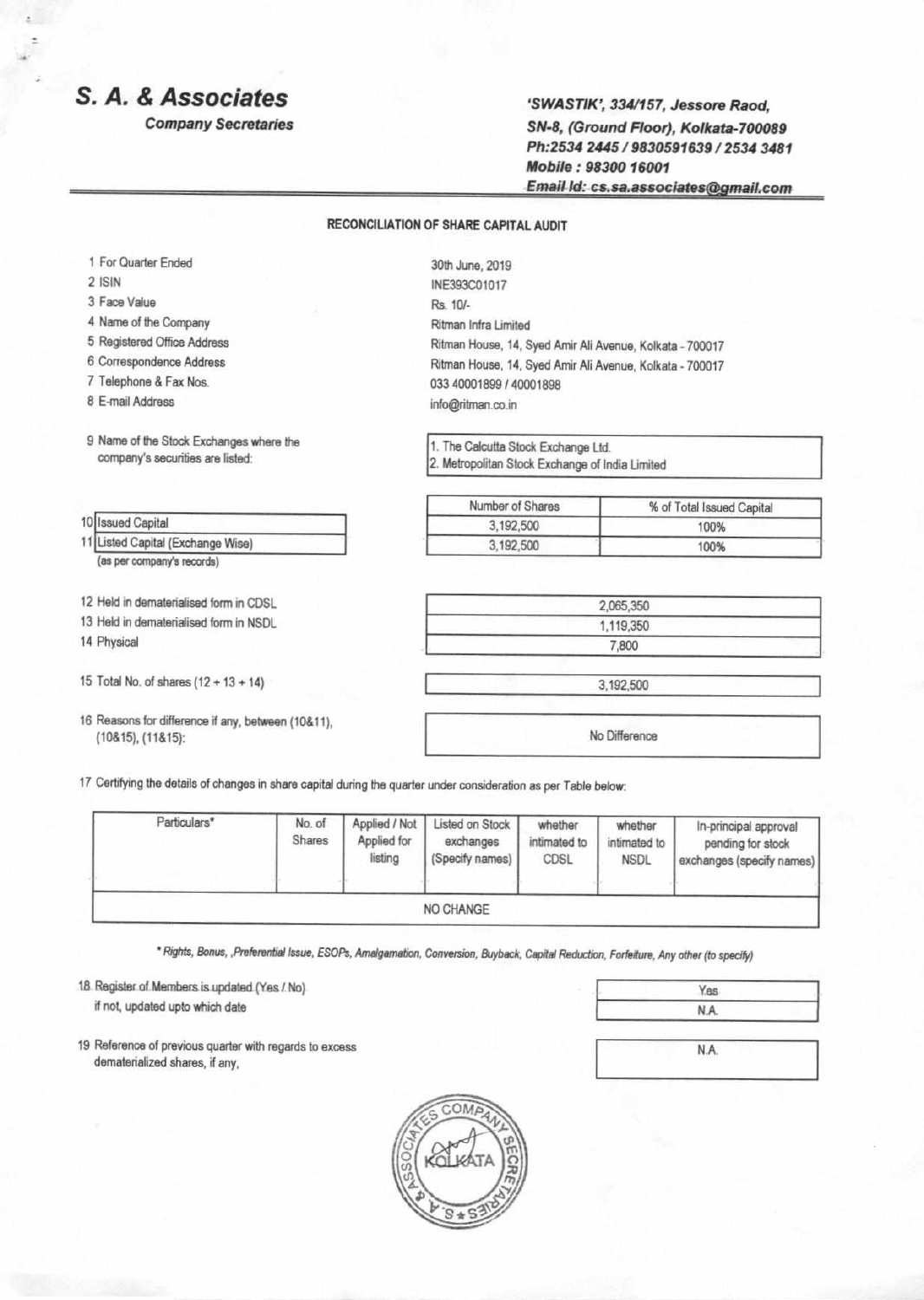# S. A. & Associates

**Company Secretaries**

***'SWASTIK', 334/157, Jessore Raod,***
***SN-8, (Ground Floor), Kolkata-700089***
***Ph:2534 2445 / 9830591639 / 2534 3481***
***Mobile : 98300 16001***
***Email Id: cs.sa.associates@gmail.com***

## RECONCILIATION OF SHARE CAPITAL AUDIT

| | | |
|---|---|---|
| 1 | For Quarter Ended | 30th June, 2019 |
| 2 | ISIN | INE393C01017 |
| 3 | Face Value | Rs. 10/- |
| 4 | Name of the Company | Ritman Infra Limited |
| 5 | Registered Office Address | Ritman House, 14, Syed Amir Ali Avenue, Kolkata - 700017 |
| 6 | Correspondence Address | Ritman House, 14, Syed Amir Ali Avenue, Kolkata - 700017 |
| 7 | Telephone & Fax Nos. | 033 40001899 / 40001898 |
| 8 | E-mail Address | info@ritman.co.in |

9 Name of the Stock Exchanges where the company's securities are listed:

1. The Calcutta Stock Exchange Ltd.
2. Metropolitan Stock Exchange of India Limited

| | | Number of Shares | % of Total Issued Capital |
|---|---|---|---|
| 10 | Issued Capital | 3,192,500 | 100% |
| 11 | Listed Capital (Exchange Wise) (as per company's records) | 3,192,500 | 100% |

| | | |
|---|---|---|
| 12 | Held in dematerialised form in CDSL | 2,065,350 |
| 13 | Held in dematerialised form in NSDL | 1,119,350 |
| 14 | Physical | 7,800 |
| 15 | Total No. of shares (12 + 13 + 14) | 3,192,500 |
| 16 | Reasons for difference if any, between (10&11), (10&15), (11&15): | No Difference |

17 Certifying the details of changes in share capital during the quarter under consideration as per Table below:

| Particulars* | No. of Shares | Applied / Not Applied for listing | Listed on Stock exchanges (Specify names) | whether intimated to CDSL | whether intimated to NSDL | In-principal approval pending for stock exchanges (specify names) |
|---|---|---|---|---|---|---|
| NO CHANGE | | | | | | |

*\* Rights, Bonus, ,Preferential Issue, ESOPs, Amalgamation, Conversion, Buyback, Capital Reduction, Forfeiture, Any other (to specify)*

| | | |
|---|---|---|
| 18 | Register of Members is updated (Yes / No) | Yes |
| | if not, updated upto which date | N.A. |
| 19 | Reference of previous quarter with regards to excess dematerialized shares, if any, | N.A. |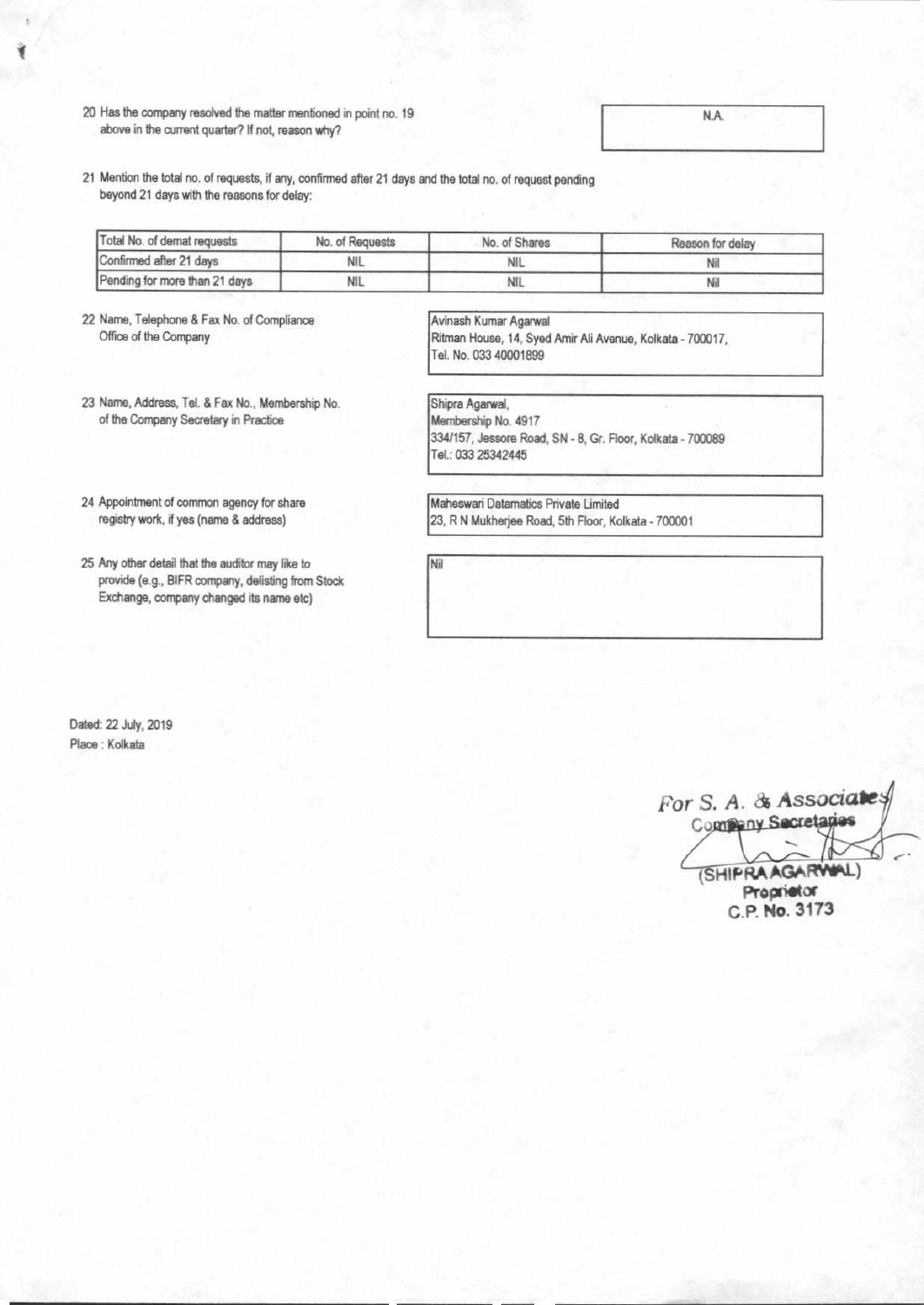20 Has the company resolved the matter mentioned in point no. 19 above in the current quarter? If not, reason why?

| |
|---|
| N.A. |

21 Mention the total no. of requests, if any, confirmed after 21 days and the total no. of request pending beyond 21 days with the reasons for delay:

| Total No. of demat requests | No. of Requests | No. of Shares | Reason for delay |
|---|---|---|---|
| Confirmed after 21 days | NIL | NIL | Nil |
| Pending for more than 21 days | NIL | NIL | Nil |

| | |
|---|---|
| 22 Name, Telephone & Fax No. of Compliance Office of the Company | Avinash Kumar Agarwal<br>Ritman House, 14, Syed Amir Ali Avenue, Kolkata - 700017,<br>Tel. No. 033 40001899 |
| 23 Name, Address, Tel. & Fax No., Membership No. of the Company Secretary in Practice | Shipra Agarwal,<br>Membership No. 4917<br>334/157, Jessore Road, SN - 8, Gr. Floor, Kolkata - 700089<br>Tel.: 033 25342445 |
| 24 Appointment of common agency for share registry work, if yes (name & address) | Maheswari Datamatics Private Limited<br>23, R N Mukherjee Road, 5th Floor, Kolkata - 700001 |
| 25 Any other detail that the auditor may like to provide (e.g., BIFR company, delisting from Stock Exchange, company changed its name etc) | Nil |

Dated: 22 July, 2019
Place : Kolkata

For S. A. & Associates
Company Secretaries

(SHIPRA AGARWAL)
Proprietor
C.P. No. 3173